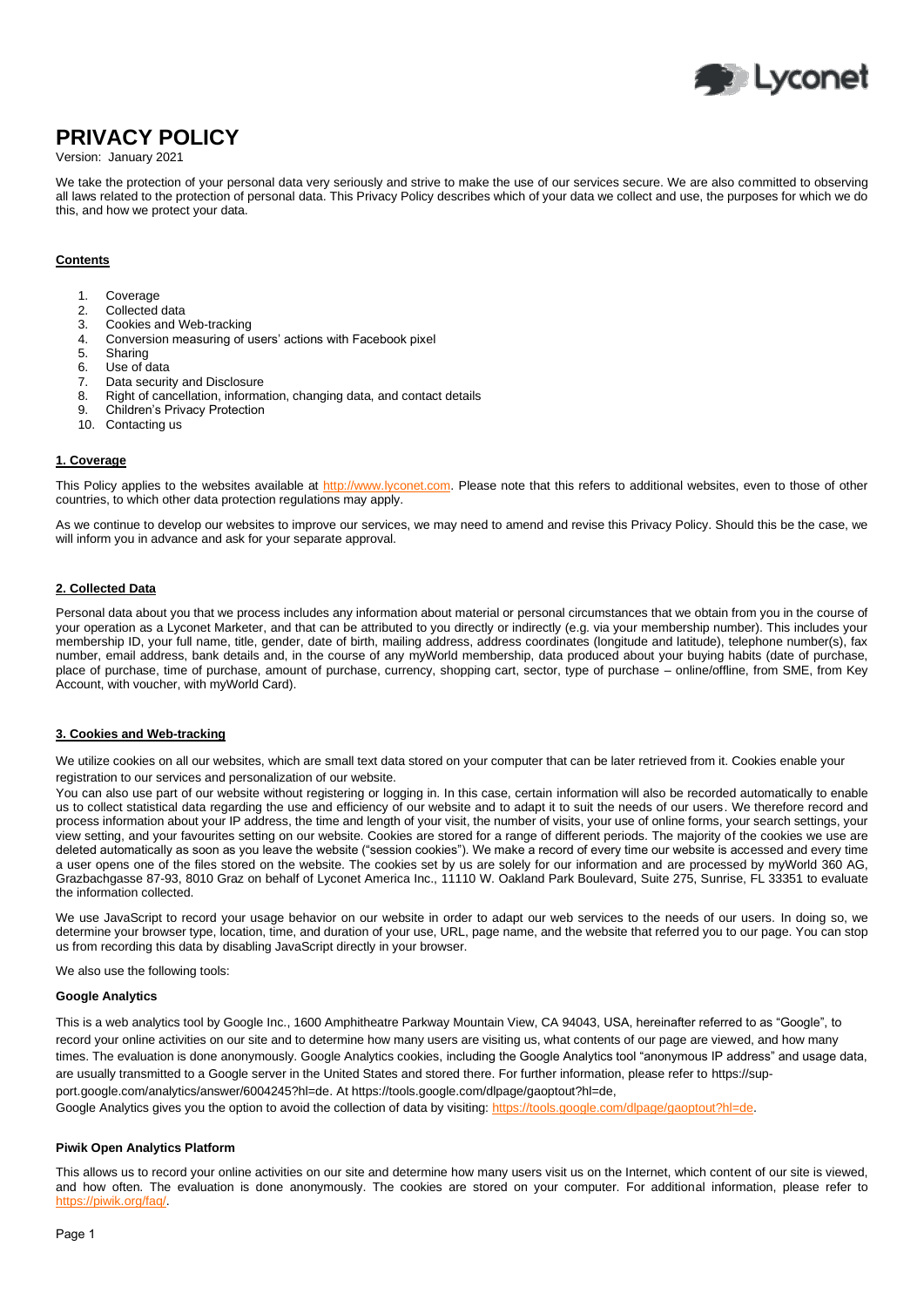# PRIVACY POLICY

Version: January 2021

We take the protection of your personal data very seriously and strive to make the use of our services secure. We are also committed to observing all laws related to the protection of personal data. This Privacy Policy describes which of your data we collect and use, the purposes for which we do this, and how we protect your data.

**Contents**

1. Coverage
2. Collected data
3. Cookies and Web-tracking
4. Conversion measuring of users' actions with Facebook pixel
5. Sharing
6. Use of data
7. Data security and Disclosure
8. Right of cancellation, information, changing data, and contact details
9. Children's Privacy Protection
10. Contacting us

## 1. Coverage

This Policy applies to the websites available at http://www.lyconet.com. Please note that this refers to additional websites, even to those of other countries, to which other data protection regulations may apply.

As we continue to develop our websites to improve our services, we may need to amend and revise this Privacy Policy. Should this be the case, we will inform you in advance and ask for your separate approval.

## 2. Collected Data

Personal data about you that we process includes any information about material or personal circumstances that we obtain from you in the course of your operation as a Lyconet Marketer, and that can be attributed to you directly or indirectly (e.g. via your membership number). This includes your membership ID, your full name, title, gender, date of birth, mailing address, address coordinates (longitude and latitude), telephone number(s), fax number, email address, bank details and, in the course of any myWorld membership, data produced about your buying habits (date of purchase, place of purchase, time of purchase, amount of purchase, currency, shopping cart, sector, type of purchase – online/offline, from SME, from Key Account, with voucher, with myWorld Card).

## 3. Cookies and Web-tracking

We utilize cookies on all our websites, which are small text data stored on your computer that can be later retrieved from it. Cookies enable your registration to our services and personalization of our website.

You can also use part of our website without registering or logging in. In this case, certain information will also be recorded automatically to enable us to collect statistical data regarding the use and efficiency of our website and to adapt it to suit the needs of our users. We therefore record and process information about your IP address, the time and length of your visit, the number of visits, your use of online forms, your search settings, your view setting, and your favourites setting on our website. Cookies are stored for a range of different periods. The majority of the cookies we use are deleted automatically as soon as you leave the website ("session cookies"). We make a record of every time our website is accessed and every time a user opens one of the files stored on the website. The cookies set by us are solely for our information and are processed by myWorld 360 AG, Grazbachgasse 87-93, 8010 Graz on behalf of Lyconet America Inc., 11110 W. Oakland Park Boulevard, Suite 275, Sunrise, FL 33351 to evaluate the information collected.

We use JavaScript to record your usage behavior on our website in order to adapt our web services to the needs of our users. In doing so, we determine your browser type, location, time, and duration of your use, URL, page name, and the website that referred you to our page. You can stop us from recording this data by disabling JavaScript directly in your browser.

We also use the following tools:

### Google Analytics

This is a web analytics tool by Google Inc., 1600 Amphitheatre Parkway Mountain View, CA 94043, USA, hereinafter referred to as "Google", to record your online activities on our site and to determine how many users are visiting us, what contents of our page are viewed, and how many times. The evaluation is done anonymously. Google Analytics cookies, including the Google Analytics tool "anonymous IP address" and usage data, are usually transmitted to a Google server in the United States and stored there. For further information, please refer to https://support.google.com/analytics/answer/6004245?hl=de. At https://tools.google.com/dlpage/gaoptout?hl=de, Google Analytics gives you the option to avoid the collection of data by visiting: https://tools.google.com/dlpage/gaoptout?hl=de.

### Piwik Open Analytics Platform

This allows us to record your online activities on our site and determine how many users visit us on the Internet, which content of our site is viewed, and how often. The evaluation is done anonymously. The cookies are stored on your computer. For additional information, please refer to https://piwik.org/faq/.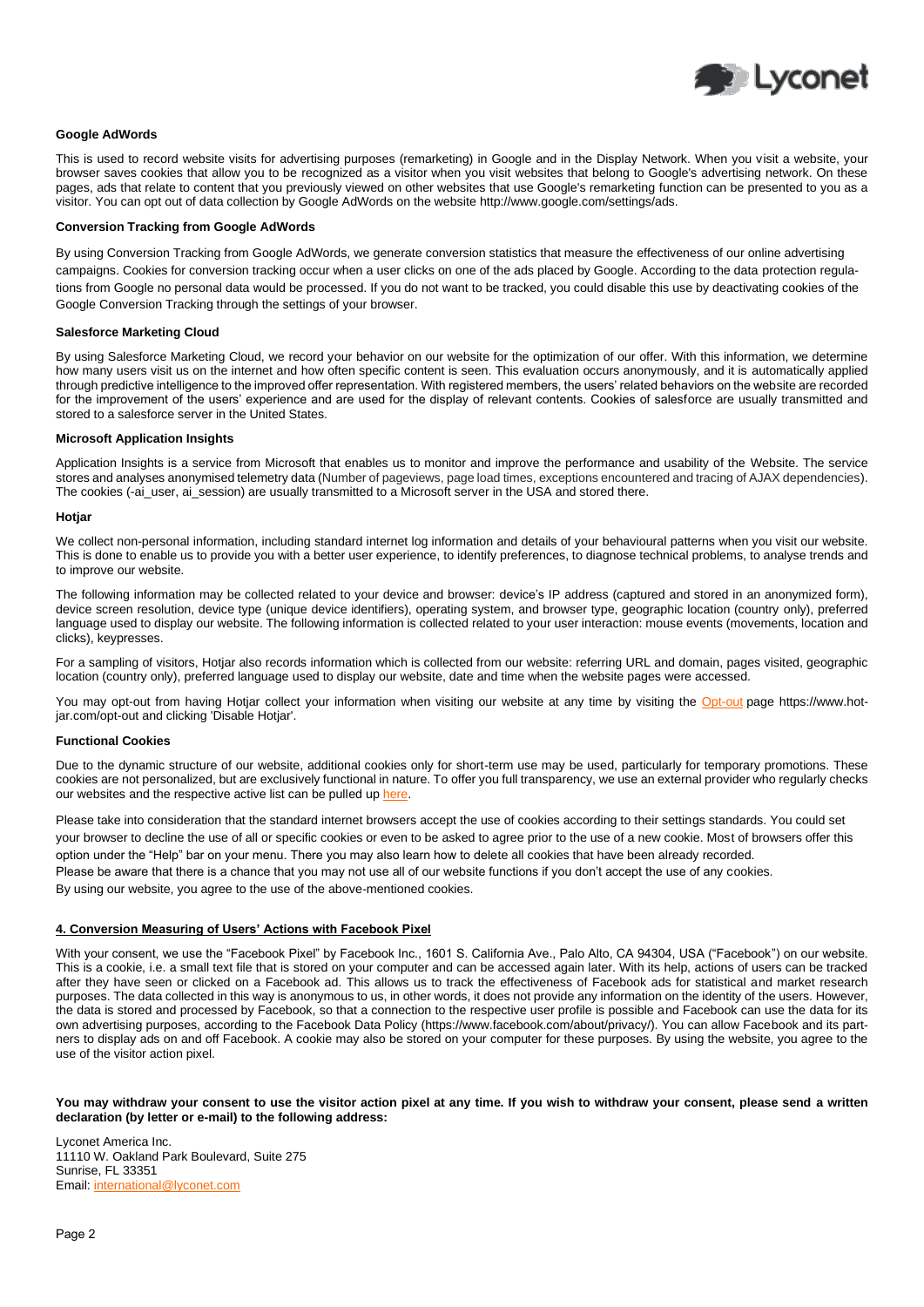**Google AdWords**

This is used to record website visits for advertising purposes (remarketing) in Google and in the Display Network. When you visit a website, your browser saves cookies that allow you to be recognized as a visitor when you visit websites that belong to Google's advertising network. On these pages, ads that relate to content that you previously viewed on other websites that use Google's remarketing function can be presented to you as a visitor. You can opt out of data collection by Google AdWords on the website http://www.google.com/settings/ads.

**Conversion Tracking from Google AdWords**

By using Conversion Tracking from Google AdWords, we generate conversion statistics that measure the effectiveness of our online advertising campaigns. Cookies for conversion tracking occur when a user clicks on one of the ads placed by Google. According to the data protection regulations from Google no personal data would be processed. If you do not want to be tracked, you could disable this use by deactivating cookies of the Google Conversion Tracking through the settings of your browser.

**Salesforce Marketing Cloud**

By using Salesforce Marketing Cloud, we record your behavior on our website for the optimization of our offer. With this information, we determine how many users visit us on the internet and how often specific content is seen. This evaluation occurs anonymously, and it is automatically applied through predictive intelligence to the improved offer representation. With registered members, the users' related behaviors on the website are recorded for the improvement of the users' experience and are used for the display of relevant contents. Cookies of salesforce are usually transmitted and stored to a salesforce server in the United States.

**Microsoft Application Insights**

Application Insights is a service from Microsoft that enables us to monitor and improve the performance and usability of the Website. The service stores and analyses anonymised telemetry data (Number of pageviews, page load times, exceptions encountered and tracing of AJAX dependencies). The cookies (-ai_user, ai_session) are usually transmitted to a Microsoft server in the USA and stored there.

**Hotjar**

We collect non-personal information, including standard internet log information and details of your behavioural patterns when you visit our website. This is done to enable us to provide you with a better user experience, to identify preferences, to diagnose technical problems, to analyse trends and to improve our website.

The following information may be collected related to your device and browser: device's IP address (captured and stored in an anonymized form), device screen resolution, device type (unique device identifiers), operating system, and browser type, geographic location (country only), preferred language used to display our website. The following information is collected related to your user interaction: mouse events (movements, location and clicks), keypresses.

For a sampling of visitors, Hotjar also records information which is collected from our website: referring URL and domain, pages visited, geographic location (country only), preferred language used to display our website, date and time when the website pages were accessed.

You may opt-out from having Hotjar collect your information when visiting our website at any time by visiting the Opt-out page https://www.hotjar.com/opt-out and clicking 'Disable Hotjar'.

**Functional Cookies**

Due to the dynamic structure of our website, additional cookies only for short-term use may be used, particularly for temporary promotions. These cookies are not personalized, but are exclusively functional in nature. To offer you full transparency, we use an external provider who regularly checks our websites and the respective active list can be pulled up here.

Please take into consideration that the standard internet browsers accept the use of cookies according to their settings standards. You could set your browser to decline the use of all or specific cookies or even to be asked to agree prior to the use of a new cookie. Most of browsers offer this option under the "Help" bar on your menu. There you may also learn how to delete all cookies that have been already recorded.

Please be aware that there is a chance that you may not use all of our website functions if you don't accept the use of any cookies.

By using our website, you agree to the use of the above-mentioned cookies.

**4. Conversion Measuring of Users' Actions with Facebook Pixel**

With your consent, we use the "Facebook Pixel" by Facebook Inc., 1601 S. California Ave., Palo Alto, CA 94304, USA ("Facebook") on our website. This is a cookie, i.e. a small text file that is stored on your computer and can be accessed again later. With its help, actions of users can be tracked after they have seen or clicked on a Facebook ad. This allows us to track the effectiveness of Facebook ads for statistical and market research purposes. The data collected in this way is anonymous to us, in other words, it does not provide any information on the identity of the users. However, the data is stored and processed by Facebook, so that a connection to the respective user profile is possible and Facebook can use the data for its own advertising purposes, according to the Facebook Data Policy (https://www.facebook.com/about/privacy/). You can allow Facebook and its partners to display ads on and off Facebook. A cookie may also be stored on your computer for these purposes. By using the website, you agree to the use of the visitor action pixel.

**You may withdraw your consent to use the visitor action pixel at any time. If you wish to withdraw your consent, please send a written declaration (by letter or e-mail) to the following address:**

Lyconet America Inc.
11110 W. Oakland Park Boulevard, Suite 275
Sunrise, FL 33351
Email: international@lyconet.com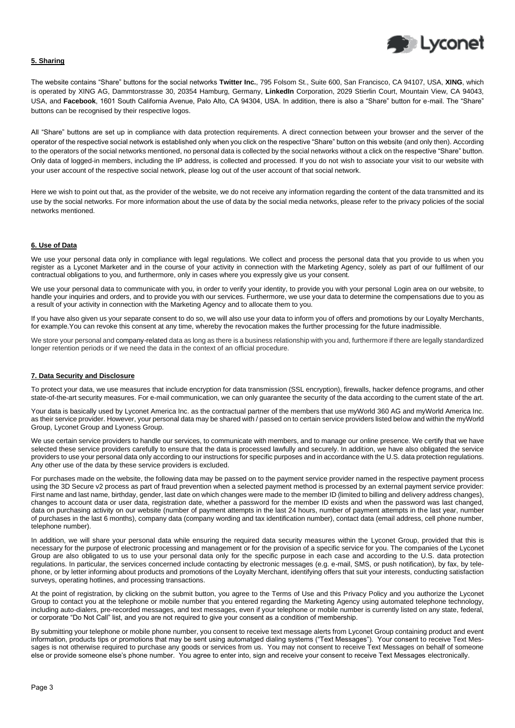**5. Sharing**

The website contains "Share" buttons for the social networks **Twitter Inc.**, 795 Folsom St., Suite 600, San Francisco, CA 94107, USA, **XING**, which is operated by XING AG, Dammtorstrasse 30, 20354 Hamburg, Germany, **LinkedIn** Corporation, 2029 Stierlin Court, Mountain View, CA 94043, USA, and **Facebook**, 1601 South California Avenue, Palo Alto, CA 94304, USA. In addition, there is also a "Share" button for e-mail. The "Share" buttons can be recognised by their respective logos.

All "Share" buttons are set up in compliance with data protection requirements. A direct connection between your browser and the server of the operator of the respective social network is established only when you click on the respective "Share" button on this website (and only then). According to the operators of the social networks mentioned, no personal data is collected by the social networks without a click on the respective "Share" button. Only data of logged-in members, including the IP address, is collected and processed. If you do not wish to associate your visit to our website with your user account of the respective social network, please log out of the user account of that social network.

Here we wish to point out that, as the provider of the website, we do not receive any information regarding the content of the data transmitted and its use by the social networks. For more information about the use of data by the social media networks, please refer to the privacy policies of the social networks mentioned.

**6. Use of Data**

We use your personal data only in compliance with legal regulations. We collect and process the personal data that you provide to us when you register as a Lyconet Marketer and in the course of your activity in connection with the Marketing Agency, solely as part of our fulfilment of our contractual obligations to you, and furthermore, only in cases where you expressly give us your consent.

We use your personal data to communicate with you, in order to verify your identity, to provide you with your personal Login area on our website, to handle your inquiries and orders, and to provide you with our services. Furthermore, we use your data to determine the compensations due to you as a result of your activity in connection with the Marketing Agency and to allocate them to you.

If you have also given us your separate consent to do so, we will also use your data to inform you of offers and promotions by our Loyalty Merchants, for example.You can revoke this consent at any time, whereby the revocation makes the further processing for the future inadmissible.

We store your personal and company-related data as long as there is a business relationship with you and, furthermore if there are legally standardized longer retention periods or if we need the data in the context of an official procedure.

**7. Data Security and Disclosure**

To protect your data, we use measures that include encryption for data transmission (SSL encryption), firewalls, hacker defence programs, and other state-of-the-art security measures. For e-mail communication, we can only guarantee the security of the data according to the current state of the art.

Your data is basically used by Lyconet America Inc. as the contractual partner of the members that use myWorld 360 AG and myWorld America Inc. as their service provider. However, your personal data may be shared with / passed on to certain service providers listed below and within the myWorld Group, Lyconet Group and Lyoness Group.

We use certain service providers to handle our services, to communicate with members, and to manage our online presence. We certify that we have selected these service providers carefully to ensure that the data is processed lawfully and securely. In addition, we have also obligated the service providers to use your personal data only according to our instructions for specific purposes and in accordance with the U.S. data protection regulations. Any other use of the data by these service providers is excluded.

For purchases made on the website, the following data may be passed on to the payment service provider named in the respective payment process using the 3D Secure v2 process as part of fraud prevention when a selected payment method is processed by an external payment service provider: First name and last name, birthday, gender, last date on which changes were made to the member ID (limited to billing and delivery address changes), changes to account data or user data, registration date, whether a password for the member ID exists and when the password was last changed, data on purchasing activity on our website (number of payment attempts in the last 24 hours, number of payment attempts in the last year, number of purchases in the last 6 months), company data (company wording and tax identification number), contact data (email address, cell phone number, telephone number).

In addition, we will share your personal data while ensuring the required data security measures within the Lyconet Group, provided that this is necessary for the purpose of electronic processing and management or for the provision of a specific service for you. The companies of the Lyconet Group are also obligated to us to use your personal data only for the specific purpose in each case and according to the U.S. data protection regulations. In particular, the services concerned include contacting by electronic messages (e.g. e-mail, SMS, or push notification), by fax, by telephone, or by letter informing about products and promotions of the Loyalty Merchant, identifying offers that suit your interests, conducting satisfaction surveys, operating hotlines, and processing transactions.

At the point of registration, by clicking on the submit button, you agree to the Terms of Use and this Privacy Policy and you authorize the Lyconet Group to contact you at the telephone or mobile number that you entered regarding the Marketing Agency using automated telephone technology, including auto-dialers, pre-recorded messages, and text messages, even if your telephone or mobile number is currently listed on any state, federal, or corporate "Do Not Call" list, and you are not required to give your consent as a condition of membership.

By submitting your telephone or mobile phone number, you consent to receive text message alerts from Lyconet Group containing product and event information, products tips or promotions that may be sent using automatged dialing systems ("Text Messages"). Your consent to receive Text Messages is not otherwise required to purchase any goods or services from us. You may not consent to receive Text Messages on behalf of someone else or provide someone else's phone number. You agree to enter into, sign and receive your consent to receive Text Messages electronically.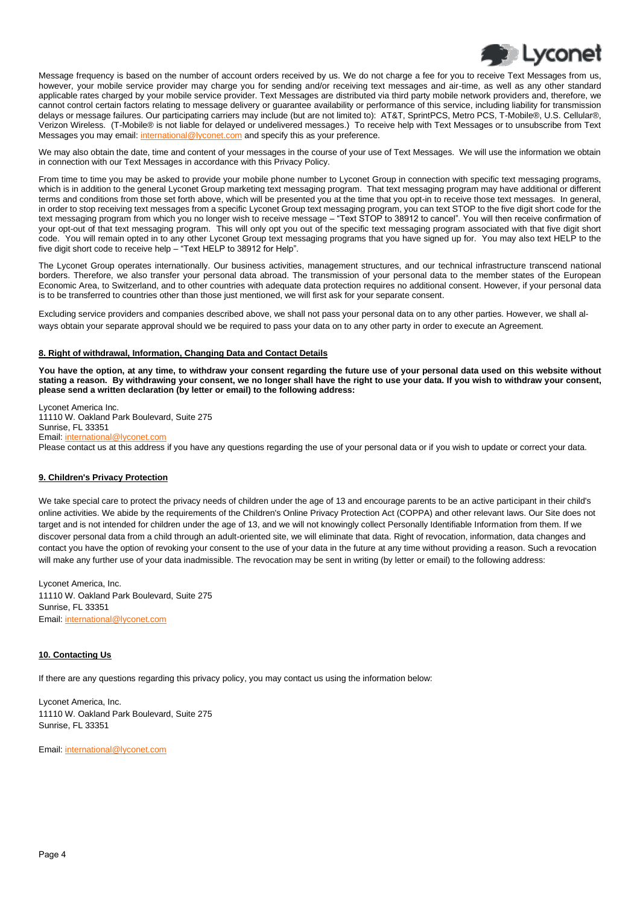Message frequency is based on the number of account orders received by us. We do not charge a fee for you to receive Text Messages from us, however, your mobile service provider may charge you for sending and/or receiving text messages and air-time, as well as any other standard applicable rates charged by your mobile service provider. Text Messages are distributed via third party mobile network providers and, therefore, we cannot control certain factors relating to message delivery or guarantee availability or performance of this service, including liability for transmission delays or message failures. Our participating carriers may include (but are not limited to): AT&T, SprintPCS, Metro PCS, T-Mobile®, U.S. Cellular®, Verizon Wireless. (T-Mobile® is not liable for delayed or undelivered messages.) To receive help with Text Messages or to unsubscribe from Text Messages you may email: international@lyconet.com and specify this as your preference.

We may also obtain the date, time and content of your messages in the course of your use of Text Messages. We will use the information we obtain in connection with our Text Messages in accordance with this Privacy Policy.

From time to time you may be asked to provide your mobile phone number to Lyconet Group in connection with specific text messaging programs, which is in addition to the general Lyconet Group marketing text messaging program. That text messaging program may have additional or different terms and conditions from those set forth above, which will be presented you at the time that you opt-in to receive those text messages. In general, in order to stop receiving text messages from a specific Lyconet Group text messaging program, you can text STOP to the five digit short code for the text messaging program from which you no longer wish to receive message – "Text STOP to 38912 to cancel". You will then receive confirmation of your opt-out of that text messaging program. This will only opt you out of the specific text messaging program associated with that five digit short code. You will remain opted in to any other Lyconet Group text messaging programs that you have signed up for. You may also text HELP to the five digit short code to receive help – "Text HELP to 38912 for Help".

The Lyconet Group operates internationally. Our business activities, management structures, and our technical infrastructure transcend national borders. Therefore, we also transfer your personal data abroad. The transmission of your personal data to the member states of the European Economic Area, to Switzerland, and to other countries with adequate data protection requires no additional consent. However, if your personal data is to be transferred to countries other than those just mentioned, we will first ask for your separate consent.

Excluding service providers and companies described above, we shall not pass your personal data on to any other parties. However, we shall always obtain your separate approval should we be required to pass your data on to any other party in order to execute an Agreement.

## 8. Right of withdrawal, Information, Changing Data and Contact Details

**You have the option, at any time, to withdraw your consent regarding the future use of your personal data used on this website without stating a reason. By withdrawing your consent, we no longer shall have the right to use your data. If you wish to withdraw your consent, please send a written declaration (by letter or email) to the following address:**

Lyconet America Inc.
11110 W. Oakland Park Boulevard, Suite 275
Sunrise, FL 33351
Email: international@lyconet.com
Please contact us at this address if you have any questions regarding the use of your personal data or if you wish to update or correct your data.

## 9. Children's Privacy Protection

We take special care to protect the privacy needs of children under the age of 13 and encourage parents to be an active participant in their child's online activities. We abide by the requirements of the Children's Online Privacy Protection Act (COPPA) and other relevant laws. Our Site does not target and is not intended for children under the age of 13, and we will not knowingly collect Personally Identifiable Information from them. If we discover personal data from a child through an adult-oriented site, we will eliminate that data. Right of revocation, information, data changes and contact you have the option of revoking your consent to the use of your data in the future at any time without providing a reason. Such a revocation will make any further use of your data inadmissible. The revocation may be sent in writing (by letter or email) to the following address:

Lyconet America, Inc.
11110 W. Oakland Park Boulevard, Suite 275
Sunrise, FL 33351
Email: international@lyconet.com

## 10. Contacting Us

If there are any questions regarding this privacy policy, you may contact us using the information below:

Lyconet America, Inc.
11110 W. Oakland Park Boulevard, Suite 275
Sunrise, FL 33351

Email: international@lyconet.com